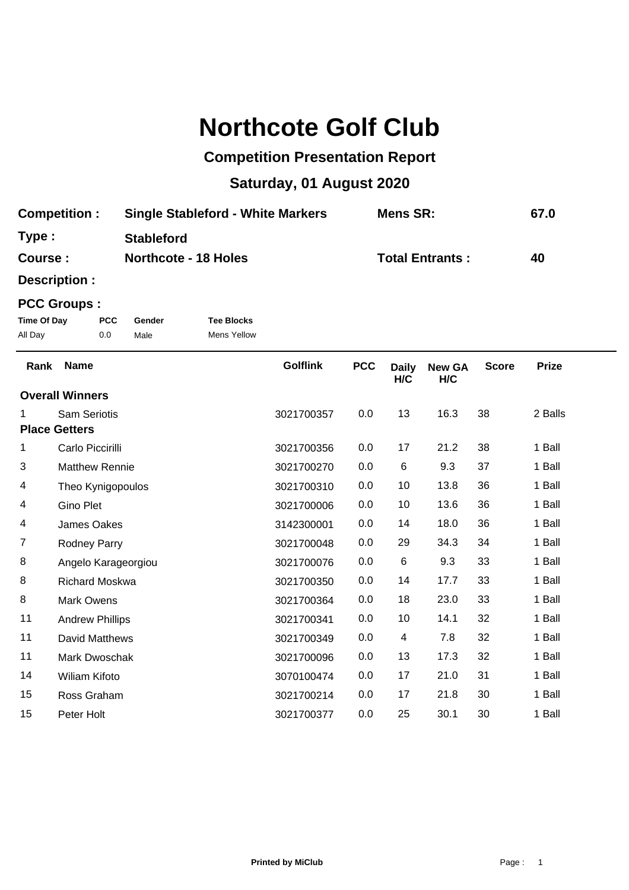# Northcote Golf Club

## Competition Presentation Report

## Saturday, 01 August 2020

**Competition :** Single Stableford - White Markers **Mens SR:** 67.0

**Type :** Stableford

**Course :** Northcote - 18 Holes **Total Entrants :** 40

**Description :**

**PCC Groups :**

| Time Of Day | PCC | Gender | Tee Blocks |
|---|---|---|---|
| All Day | 0.0 | Male | Mens Yellow |

| Rank | Name | Golflink | PCC | Daily H/C | New GA H/C | Score | Prize |
|---|---|---|---|---|---|---|---|
| **Overall Winners** | | | | | | | |
| 1 | Sam Seriotis | 3021700357 | 0.0 | 13 | 16.3 | 38 | 2 Balls |
| **Place Getters** | | | | | | | |
| 1 | Carlo Piccirilli | 3021700356 | 0.0 | 17 | 21.2 | 38 | 1 Ball |
| 3 | Matthew Rennie | 3021700270 | 0.0 | 6 | 9.3 | 37 | 1 Ball |
| 4 | Theo Kynigopoulos | 3021700310 | 0.0 | 10 | 13.8 | 36 | 1 Ball |
| 4 | Gino Plet | 3021700006 | 0.0 | 10 | 13.6 | 36 | 1 Ball |
| 4 | James Oakes | 3142300001 | 0.0 | 14 | 18.0 | 36 | 1 Ball |
| 7 | Rodney Parry | 3021700048 | 0.0 | 29 | 34.3 | 34 | 1 Ball |
| 8 | Angelo Karageorgiou | 3021700076 | 0.0 | 6 | 9.3 | 33 | 1 Ball |
| 8 | Richard Moskwa | 3021700350 | 0.0 | 14 | 17.7 | 33 | 1 Ball |
| 8 | Mark Owens | 3021700364 | 0.0 | 18 | 23.0 | 33 | 1 Ball |
| 11 | Andrew Phillips | 3021700341 | 0.0 | 10 | 14.1 | 32 | 1 Ball |
| 11 | David Matthews | 3021700349 | 0.0 | 4 | 7.8 | 32 | 1 Ball |
| 11 | Mark Dwoschak | 3021700096 | 0.0 | 13 | 17.3 | 32 | 1 Ball |
| 14 | Wiliam Kifoto | 3070100474 | 0.0 | 17 | 21.0 | 31 | 1 Ball |
| 15 | Ross Graham | 3021700214 | 0.0 | 17 | 21.8 | 30 | 1 Ball |
| 15 | Peter Holt | 3021700377 | 0.0 | 25 | 30.1 | 30 | 1 Ball |

**Printed by MiClub**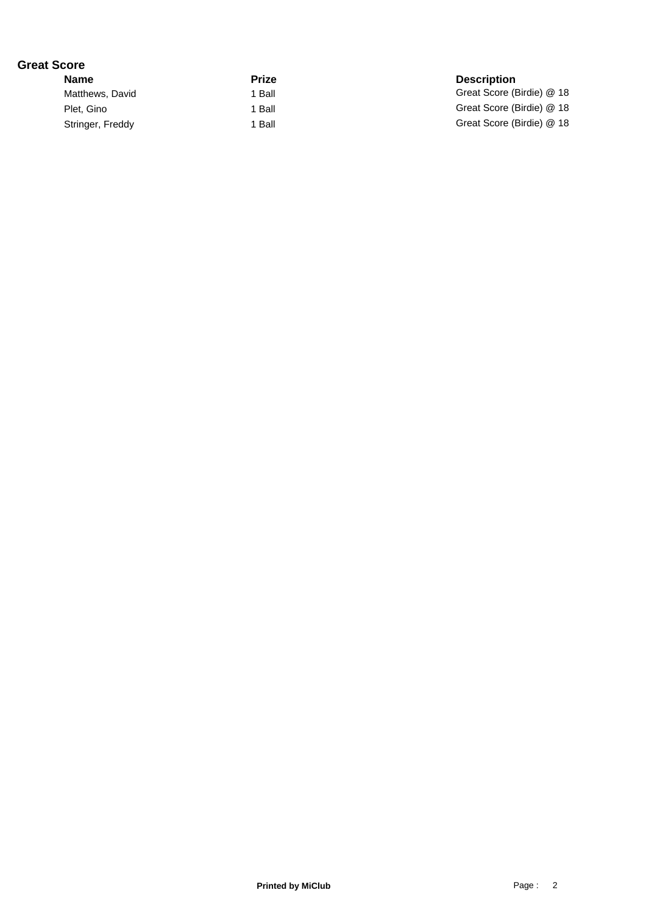## Great Score

| Name | Prize | Description |
| --- | --- | --- |
| Matthews, David | 1 Ball | Great Score (Birdie) @ 18 |
| Plet, Gino | 1 Ball | Great Score (Birdie) @ 18 |
| Stringer, Freddy | 1 Ball | Great Score (Birdie) @ 18 |

**Printed by MiClub**